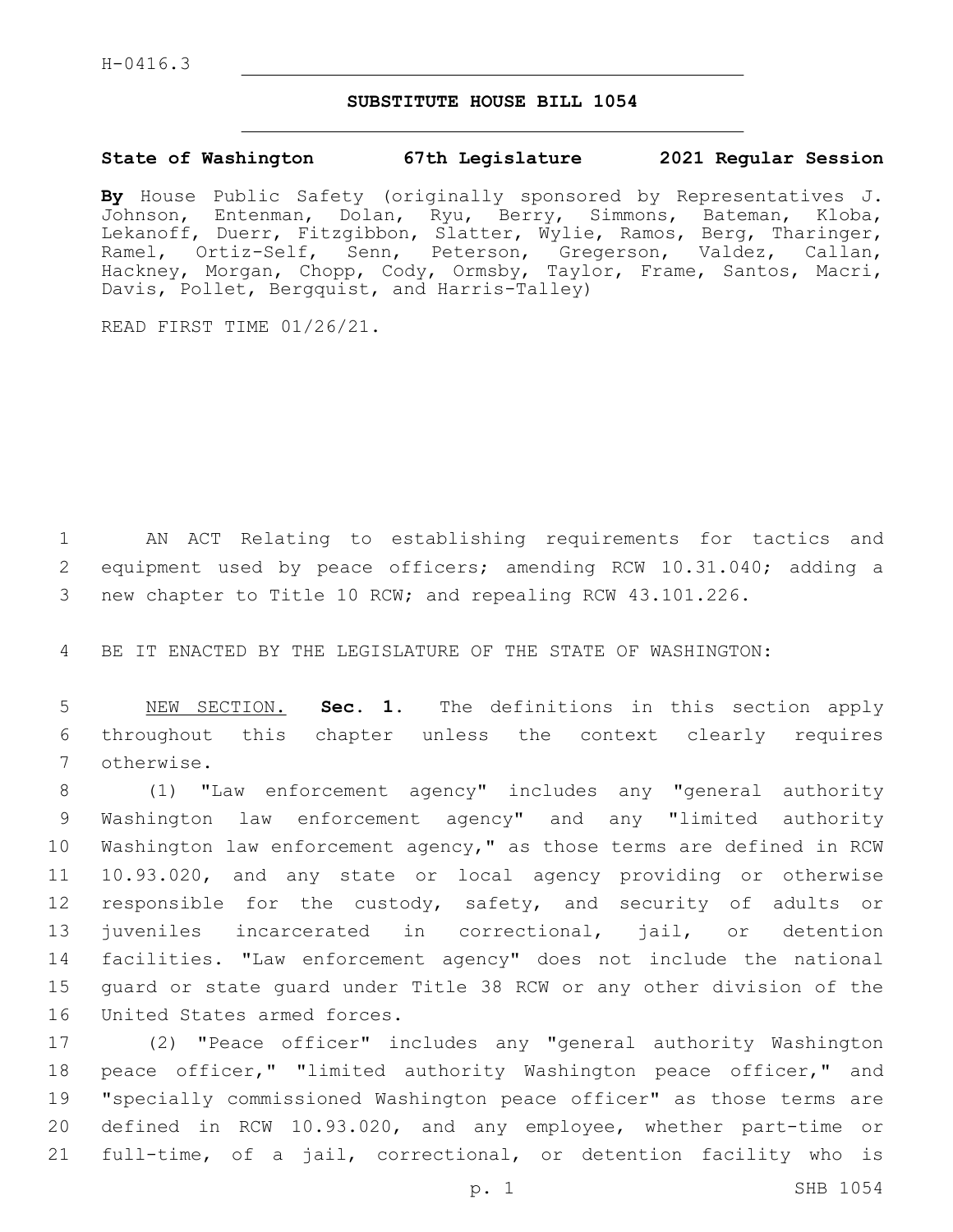H-0416.3

## SUBSTITUTE HOUSE BILL 1054

**State of Washington 67th Legislature 2021 Regular Session**

**By** House Public Safety (originally sponsored by Representatives J. Johnson, Entenman, Dolan, Ryu, Berry, Simmons, Bateman, Kloba, Lekanoff, Duerr, Fitzgibbon, Slatter, Wylie, Ramos, Berg, Tharinger, Ramel, Ortiz-Self, Senn, Peterson, Gregerson, Valdez, Callan, Hackney, Morgan, Chopp, Cody, Ormsby, Taylor, Frame, Santos, Macri, Davis, Pollet, Bergquist, and Harris-Talley)

READ FIRST TIME 01/26/21.

1 AN ACT Relating to establishing requirements for tactics and 2 equipment used by peace officers; amending RCW 10.31.040; adding a 3 new chapter to Title 10 RCW; and repealing RCW 43.101.226.

4 BE IT ENACTED BY THE LEGISLATURE OF THE STATE OF WASHINGTON:

5 NEW SECTION. **Sec. 1.** The definitions in this section apply 6 throughout this chapter unless the context clearly requires 7 otherwise.

8 (1) "Law enforcement agency" includes any "general authority 9 Washington law enforcement agency" and any "limited authority 10 Washington law enforcement agency," as those terms are defined in RCW 11 10.93.020, and any state or local agency providing or otherwise 12 responsible for the custody, safety, and security of adults or 13 juveniles incarcerated in correctional, jail, or detention 14 facilities. "Law enforcement agency" does not include the national 15 guard or state guard under Title 38 RCW or any other division of the 16 United States armed forces.

17 (2) "Peace officer" includes any "general authority Washington 18 peace officer," "limited authority Washington peace officer," and 19 "specially commissioned Washington peace officer" as those terms are 20 defined in RCW 10.93.020, and any employee, whether part-time or 21 full-time, of a jail, correctional, or detention facility who is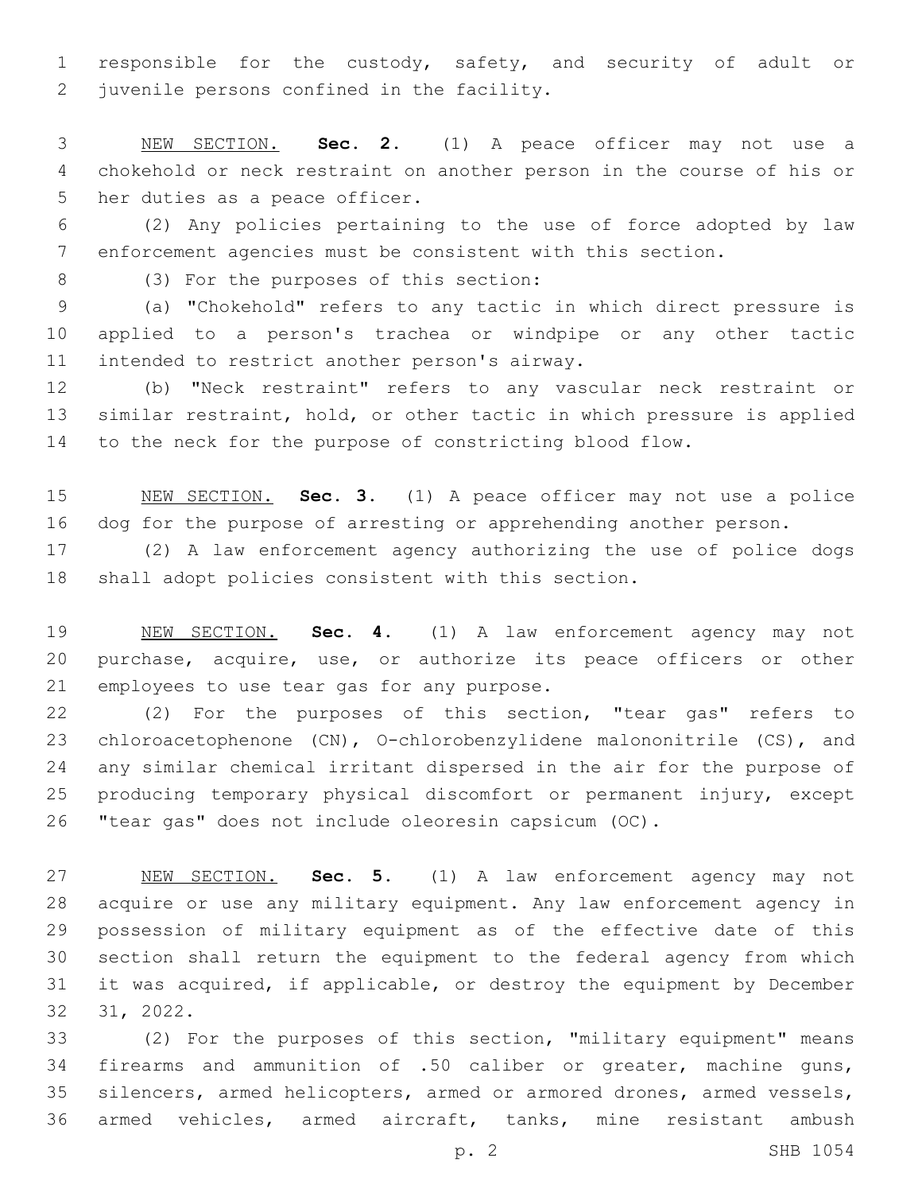responsible for the custody, safety, and security of adult or juvenile persons confined in the facility.

NEW SECTION. **Sec. 2.** (1) A peace officer may not use a chokehold or neck restraint on another person in the course of his or her duties as a peace officer.

(2) Any policies pertaining to the use of force adopted by law enforcement agencies must be consistent with this section.

(3) For the purposes of this section:

(a) "Chokehold" refers to any tactic in which direct pressure is applied to a person's trachea or windpipe or any other tactic intended to restrict another person's airway.

(b) "Neck restraint" refers to any vascular neck restraint or similar restraint, hold, or other tactic in which pressure is applied to the neck for the purpose of constricting blood flow.

NEW SECTION. **Sec. 3.** (1) A peace officer may not use a police dog for the purpose of arresting or apprehending another person.

(2) A law enforcement agency authorizing the use of police dogs shall adopt policies consistent with this section.

NEW SECTION. **Sec. 4.** (1) A law enforcement agency may not purchase, acquire, use, or authorize its peace officers or other employees to use tear gas for any purpose.

(2) For the purposes of this section, "tear gas" refers to chloroacetophenone (CN), O-chlorobenzylidene malononitrile (CS), and any similar chemical irritant dispersed in the air for the purpose of producing temporary physical discomfort or permanent injury, except "tear gas" does not include oleoresin capsicum (OC).

NEW SECTION. **Sec. 5.** (1) A law enforcement agency may not acquire or use any military equipment. Any law enforcement agency in possession of military equipment as of the effective date of this section shall return the equipment to the federal agency from which it was acquired, if applicable, or destroy the equipment by December 31, 2022.

(2) For the purposes of this section, "military equipment" means firearms and ammunition of .50 caliber or greater, machine guns, silencers, armed helicopters, armed or armored drones, armed vessels, armed vehicles, armed aircraft, tanks, mine resistant ambush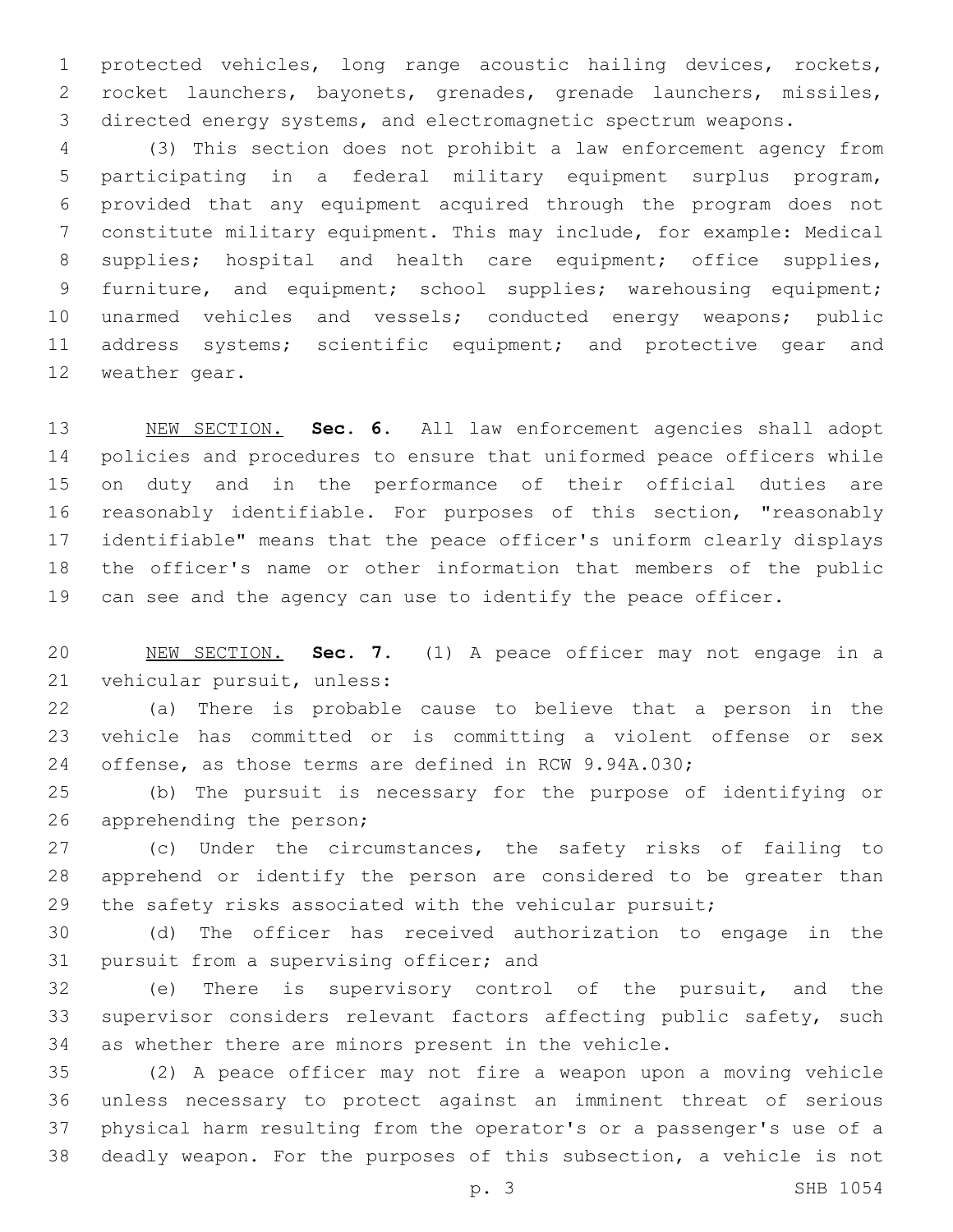protected vehicles, long range acoustic hailing devices, rockets, rocket launchers, bayonets, grenades, grenade launchers, missiles, directed energy systems, and electromagnetic spectrum weapons.

(3) This section does not prohibit a law enforcement agency from participating in a federal military equipment surplus program, provided that any equipment acquired through the program does not constitute military equipment. This may include, for example: Medical supplies; hospital and health care equipment; office supplies, furniture, and equipment; school supplies; warehousing equipment; unarmed vehicles and vessels; conducted energy weapons; public address systems; scientific equipment; and protective gear and weather gear.

NEW SECTION. **Sec. 6.** All law enforcement agencies shall adopt policies and procedures to ensure that uniformed peace officers while on duty and in the performance of their official duties are reasonably identifiable. For purposes of this section, "reasonably identifiable" means that the peace officer's uniform clearly displays the officer's name or other information that members of the public can see and the agency can use to identify the peace officer.

NEW SECTION. **Sec. 7.** (1) A peace officer may not engage in a vehicular pursuit, unless:

(a) There is probable cause to believe that a person in the vehicle has committed or is committing a violent offense or sex offense, as those terms are defined in RCW 9.94A.030;

(b) The pursuit is necessary for the purpose of identifying or apprehending the person;

(c) Under the circumstances, the safety risks of failing to apprehend or identify the person are considered to be greater than the safety risks associated with the vehicular pursuit;

(d) The officer has received authorization to engage in the pursuit from a supervising officer; and

(e) There is supervisory control of the pursuit, and the supervisor considers relevant factors affecting public safety, such as whether there are minors present in the vehicle.

(2) A peace officer may not fire a weapon upon a moving vehicle unless necessary to protect against an imminent threat of serious physical harm resulting from the operator's or a passenger's use of a deadly weapon. For the purposes of this subsection, a vehicle is not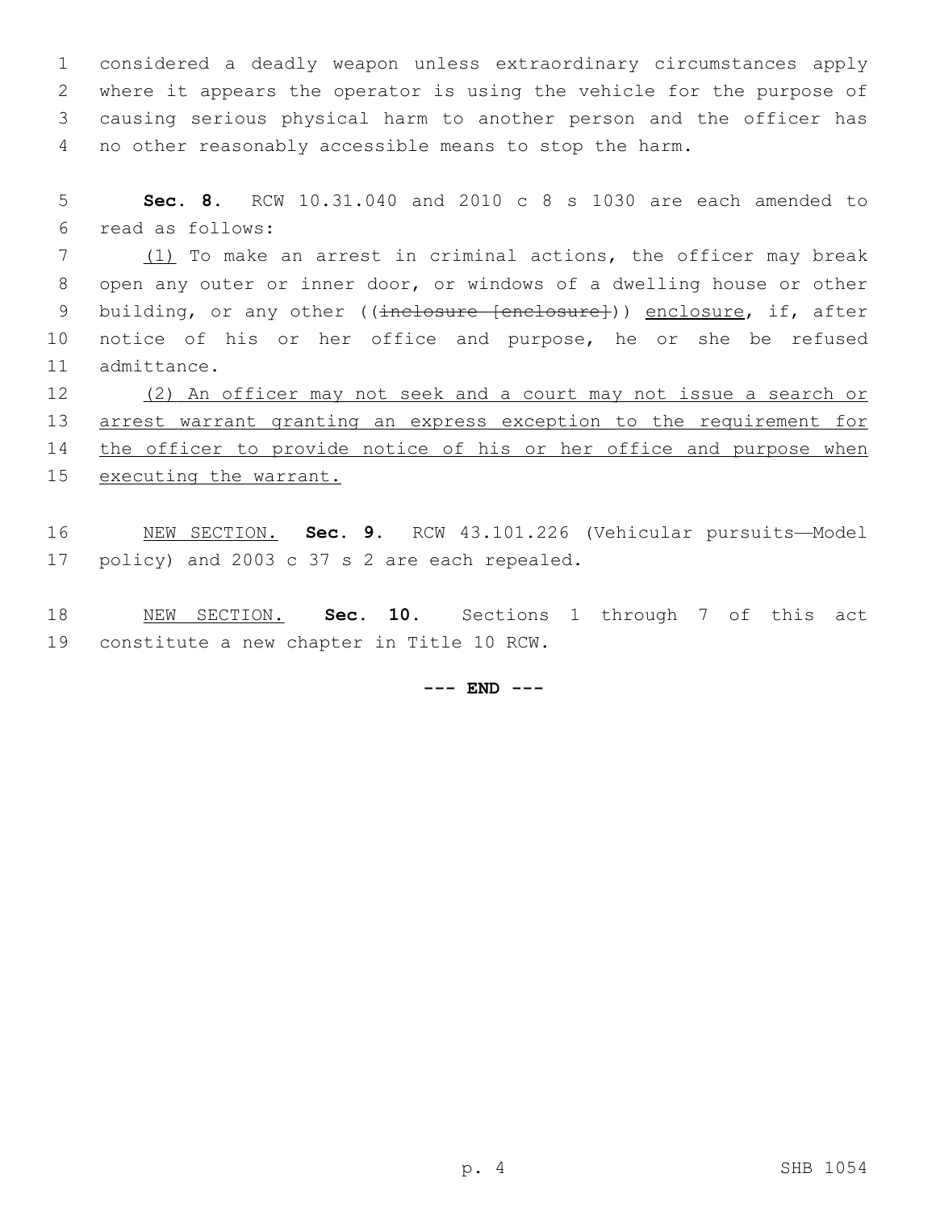considered a deadly weapon unless extraordinary circumstances apply where it appears the operator is using the vehicle for the purpose of causing serious physical harm to another person and the officer has no other reasonably accessible means to stop the harm.

**Sec. 8.** RCW 10.31.040 and 2010 c 8 s 1030 are each amended to read as follows:

<u>(1)</u> To make an arrest in criminal actions, the officer may break open any outer or inner door, or windows of a dwelling house or other building, or any other ((~~inclosure [enclosure]~~)) <u>enclosure</u>, if, after notice of his or her office and purpose, he or she be refused admittance.

<u>(2) An officer may not seek and a court may not issue a search or arrest warrant granting an express exception to the requirement for the officer to provide notice of his or her office and purpose when executing the warrant.</u>

<u>NEW SECTION.</u> **Sec. 9.** RCW 43.101.226 (Vehicular pursuits—Model policy) and 2003 c 37 s 2 are each repealed.

<u>NEW SECTION.</u> **Sec. 10.** Sections 1 through 7 of this act constitute a new chapter in Title 10 RCW.

**--- END ---**